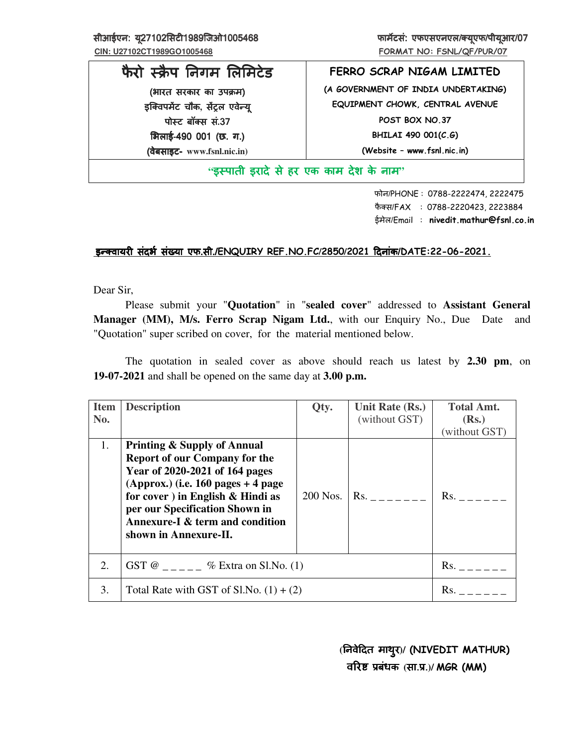सीआईएन: यू27102सिटी1989जिओ1005468
CIN: U27102CT1989GO1005468

फार्मेटसं: एफएसएनएल/क्यूएफ/पीयूआर/07
FORMAT NO: FSNL/QF/PUR/07

| फैरो स्क्रैप निगम लिमिटेड | FERRO SCRAP NIGAM LIMITED |
|---|---|
| (भारत सरकार का उपक्रम) | (A GOVERNMENT OF INDIA UNDERTAKING) |
| इक्विपमेंट चौक, सेंट्रल एवेन्यू | EQUIPMENT CHOWK, CENTRAL AVENUE |
| पोस्ट बॉक्स सं.37 | POST BOX NO.37 |
| भिलाई-490 001 (छ. ग.) | BHILAI 490 001(C.G) |
| (वेबसाइट- www.fsnl.nic.in) | (Website – www.fsnl.nic.in) |

"इस्पाती इरादे से हर एक काम देश के नाम"

फोन/PHONE : 0788-2222474, 2222475
फैक्स/FAX : 0788-2220423, 2223884
ईमेल/Email : **nivedit.mathur@fsnl.co.in**

**इन्क्वायरी संदर्भ संख्या एफ.सी./ENQUIRY REF.NO.FC/2850/2021 दिनांक/DATE:22-06-2021.**

Dear Sir,

Please submit your "**Quotation**" in "**sealed cover**" addressed to **Assistant General Manager (MM), M/s. Ferro Scrap Nigam Ltd.**, with our Enquiry No., Due Date and "Quotation" super scribed on cover, for the material mentioned below.

The quotation in sealed cover as above should reach us latest by **2.30 pm**, on **19-07-2021** and shall be opened on the same day at **3.00 p.m.**

| Item No. | Description | Qty. | Unit Rate (Rs.) (without GST) | Total Amt. (Rs.) (without GST) |
|---|---|---|---|---|
| 1. | **Printing & Supply of Annual Report of our Company for the Year of 2020-2021 of 164 pages (Approx.) (i.e. 160 pages + 4 page for cover ) in English & Hindi as per our Specification Shown in Annexure-I & term and condition shown in Annexure-II.** | 200 Nos. | Rs. _ _ _ _ _ _ _ | Rs. _ _ _ _ _ _ |
| 2. | GST @ _ _ _ _ _ % Extra on Sl.No. (1) | | | Rs. _ _ _ _ _ _ |
| 3. | Total Rate with GST of Sl.No. (1) + (2) | | | Rs. _ _ _ _ _ _ |

**(निवेदित माथुर)/ (NIVEDIT MATHUR)**
**वरिष्ठ प्रबंधक (सा.प्र.)/ MGR (MM)**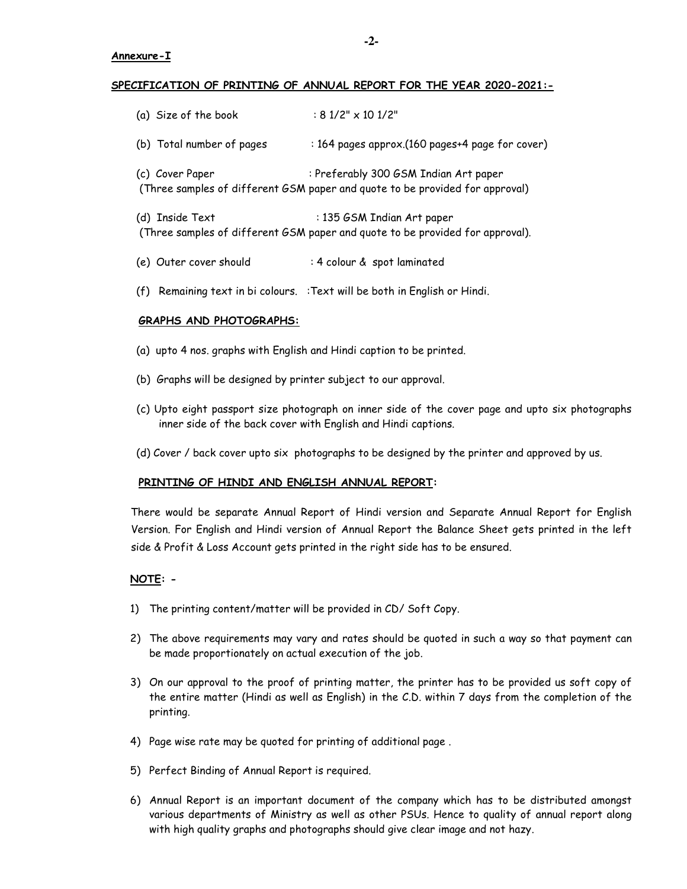**Annexure-I**

**SPECIFICATION OF PRINTING OF ANNUAL REPORT FOR THE YEAR 2020-2021:-**

(a) Size of the book : 8 1/2" x 10 1/2"

(b) Total number of pages : 164 pages approx.(160 pages+4 page for cover)

(c) Cover Paper : Preferably 300 GSM Indian Art paper
(Three samples of different GSM paper and quote to be provided for approval)

(d) Inside Text : 135 GSM Indian Art paper
(Three samples of different GSM paper and quote to be provided for approval).

(e) Outer cover should : 4 colour & spot laminated

(f) Remaining text in bi colours. :Text will be both in English or Hindi.

**GRAPHS AND PHOTOGRAPHS:**

(a) upto 4 nos. graphs with English and Hindi caption to be printed.

(b) Graphs will be designed by printer subject to our approval.

(c) Upto eight passport size photograph on inner side of the cover page and upto six photographs inner side of the back cover with English and Hindi captions.

(d) Cover / back cover upto six photographs to be designed by the printer and approved by us.

**PRINTING OF HINDI AND ENGLISH ANNUAL REPORT:**

There would be separate Annual Report of Hindi version and Separate Annual Report for English Version. For English and Hindi version of Annual Report the Balance Sheet gets printed in the left side & Profit & Loss Account gets printed in the right side has to be ensured.

**NOTE: -**

1) The printing content/matter will be provided in CD/ Soft Copy.
2) The above requirements may vary and rates should be quoted in such a way so that payment can be made proportionately on actual execution of the job.
3) On our approval to the proof of printing matter, the printer has to be provided us soft copy of the entire matter (Hindi as well as English) in the C.D. within 7 days from the completion of the printing.
4) Page wise rate may be quoted for printing of additional page .
5) Perfect Binding of Annual Report is required.
6) Annual Report is an important document of the company which has to be distributed amongst various departments of Ministry as well as other PSUs. Hence to quality of annual report along with high quality graphs and photographs should give clear image and not hazy.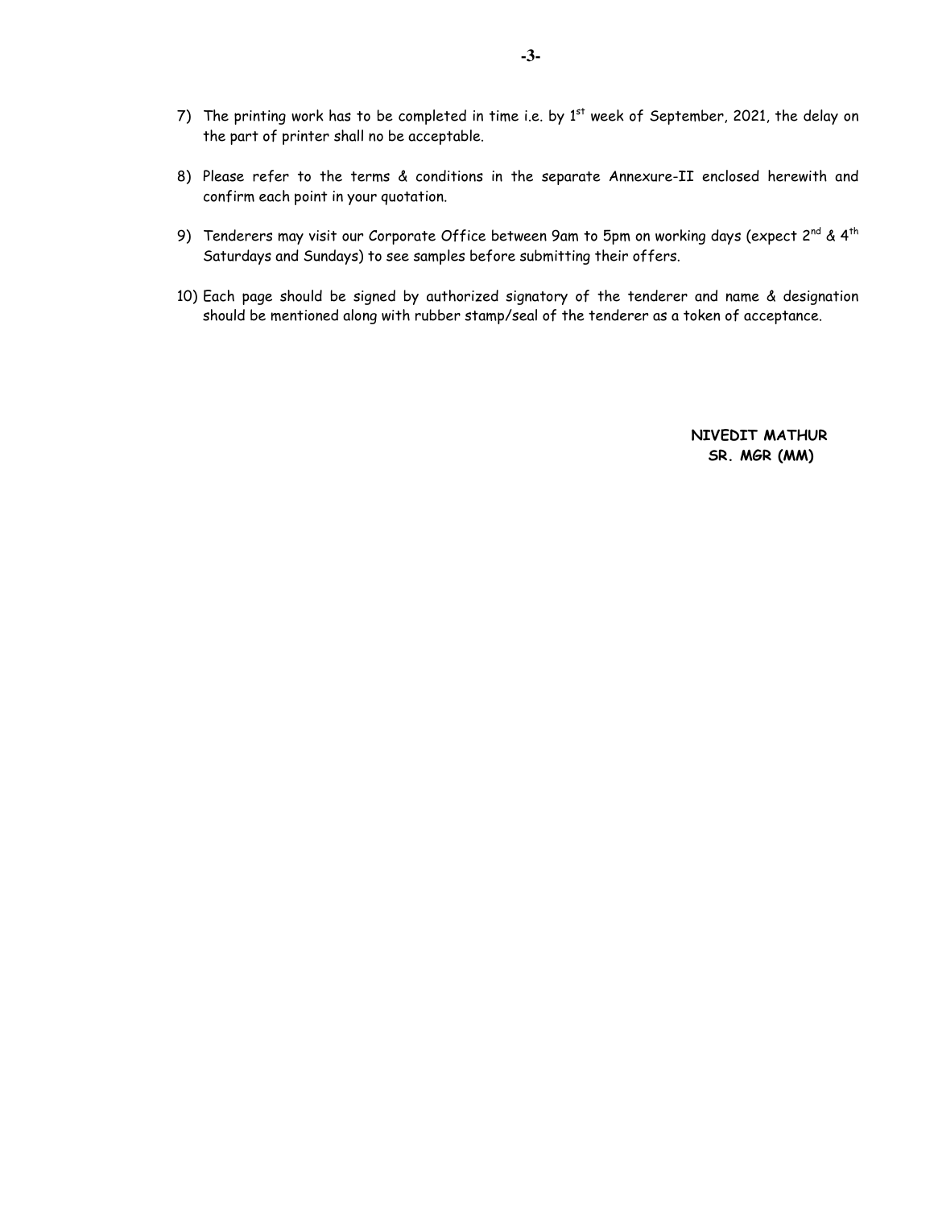7) The printing work has to be completed in time i.e. by 1st week of September, 2021, the delay on the part of printer shall no be acceptable.

8) Please refer to the terms & conditions in the separate Annexure-II enclosed herewith and confirm each point in your quotation.

9) Tenderers may visit our Corporate Office between 9am to 5pm on working days (expect 2nd & 4th Saturdays and Sundays) to see samples before submitting their offers.

10) Each page should be signed by authorized signatory of the tenderer and name & designation should be mentioned along with rubber stamp/seal of the tenderer as a token of acceptance.

**NIVEDIT MATHUR**
**SR. MGR (MM)**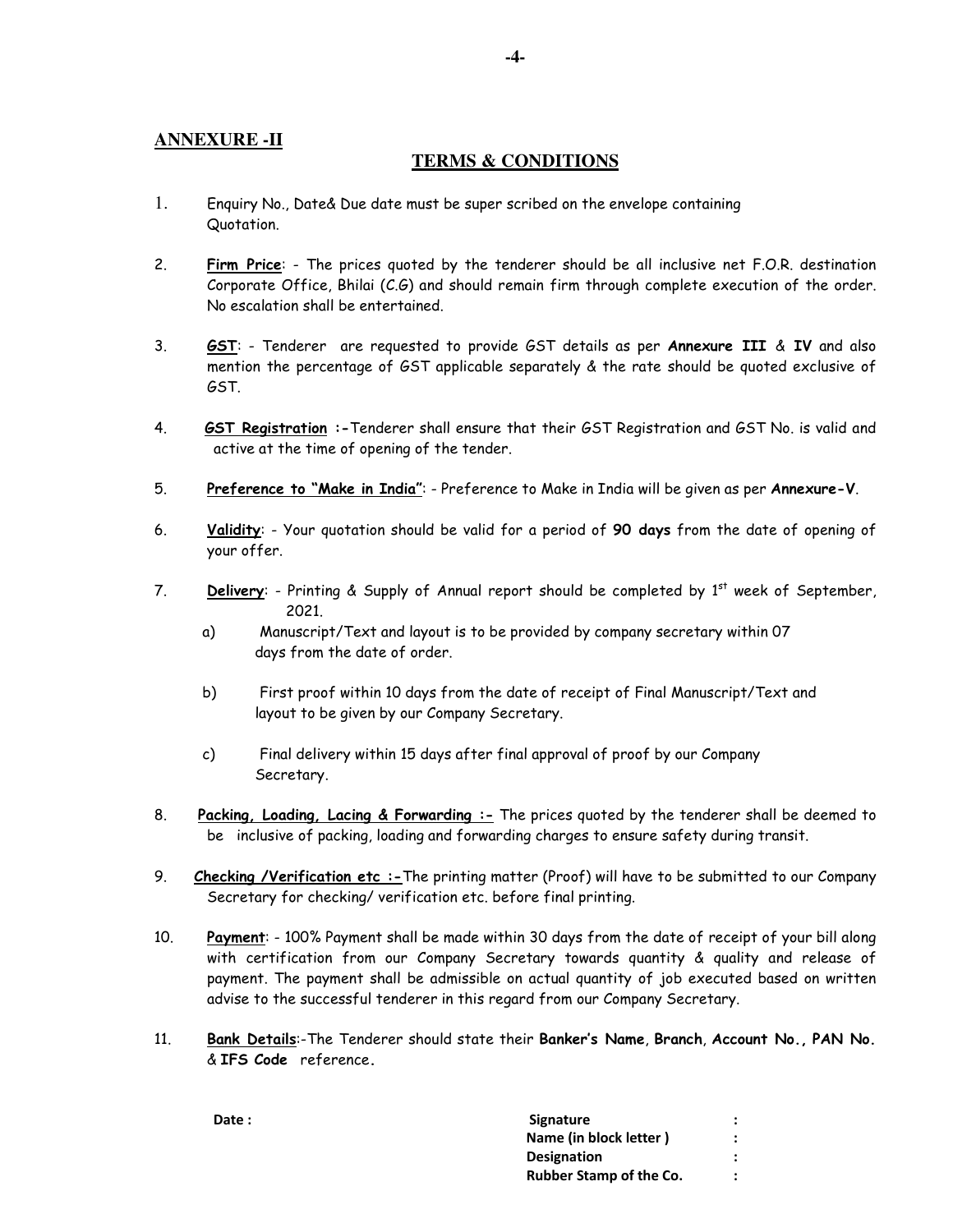**ANNEXURE -II**

## TERMS & CONDITIONS

1. Enquiry No., Date& Due date must be super scribed on the envelope containing Quotation.

2. **Firm Price**: - The prices quoted by the tenderer should be all inclusive net F.O.R. destination Corporate Office, Bhilai (C.G) and should remain firm through complete execution of the order. No escalation shall be entertained.

3. **GST**: - Tenderer are requested to provide GST details as per **Annexure III** & **IV** and also mention the percentage of GST applicable separately & the rate should be quoted exclusive of GST.

4. **GST Registration :-**Tenderer shall ensure that their GST Registration and GST No. is valid and active at the time of opening of the tender.

5. **Preference to "Make in India"**: - Preference to Make in India will be given as per **Annexure-V**.

6. **Validity**: - Your quotation should be valid for a period of **90 days** from the date of opening of your offer.

7. **Delivery**: - Printing & Supply of Annual report should be completed by 1st week of September, 2021.
   a) Manuscript/Text and layout is to be provided by company secretary within 07 days from the date of order.
   b) First proof within 10 days from the date of receipt of Final Manuscript/Text and layout to be given by our Company Secretary.
   c) Final delivery within 15 days after final approval of proof by our Company Secretary.

8. **Packing, Loading, Lacing & Forwarding :-** The prices quoted by the tenderer shall be deemed to be inclusive of packing, loading and forwarding charges to ensure safety during transit.

9. **Checking /Verification etc :-**The printing matter (Proof) will have to be submitted to our Company Secretary for checking/ verification etc. before final printing.

10. **Payment**: - 100% Payment shall be made within 30 days from the date of receipt of your bill along with certification from our Company Secretary towards quantity & quality and release of payment. The payment shall be admissible on actual quantity of job executed based on written advise to the successful tenderer in this regard from our Company Secretary.

11. **Bank Details**:-The Tenderer should state their **Banker's Name**, **Branch**, **Account No., PAN No.** & **IFS Code** reference.

**Date :**

**Signature :**
**Name (in block letter ) :**
**Designation :**
**Rubber Stamp of the Co. :**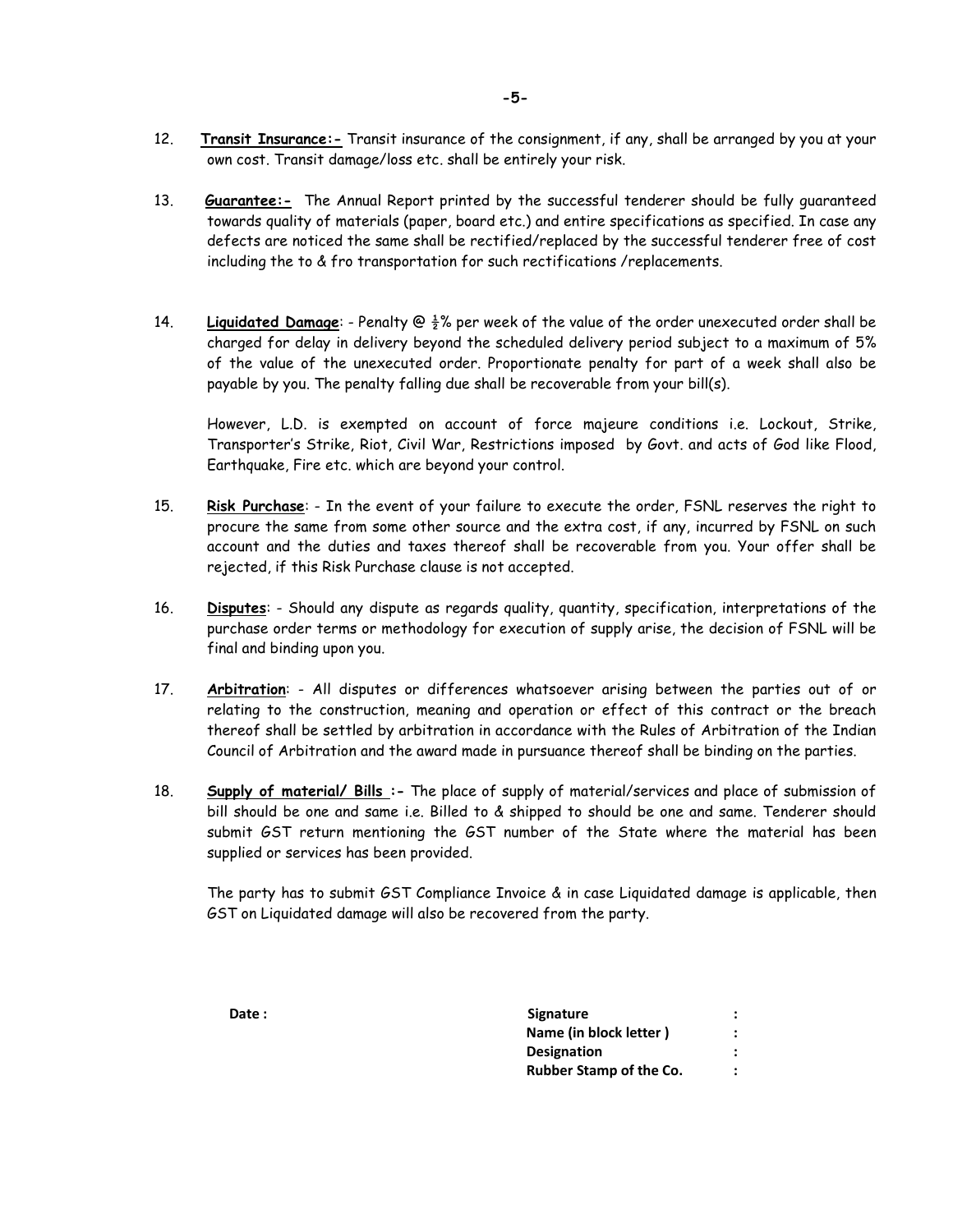12. **Transit Insurance:-** Transit insurance of the consignment, if any, shall be arranged by you at your own cost. Transit damage/loss etc. shall be entirely your risk.

13. **Guarantee:-** The Annual Report printed by the successful tenderer should be fully guaranteed towards quality of materials (paper, board etc.) and entire specifications as specified. In case any defects are noticed the same shall be rectified/replaced by the successful tenderer free of cost including the to & fro transportation for such rectifications /replacements.

14. **Liquidated Damage**: - Penalty @ ½% per week of the value of the order unexecuted order shall be charged for delay in delivery beyond the scheduled delivery period subject to a maximum of 5% of the value of the unexecuted order. Proportionate penalty for part of a week shall also be payable by you. The penalty falling due shall be recoverable from your bill(s).

    However, L.D. is exempted on account of force majeure conditions i.e. Lockout, Strike, Transporter's Strike, Riot, Civil War, Restrictions imposed by Govt. and acts of God like Flood, Earthquake, Fire etc. which are beyond your control.

15. **Risk Purchase**: - In the event of your failure to execute the order, FSNL reserves the right to procure the same from some other source and the extra cost, if any, incurred by FSNL on such account and the duties and taxes thereof shall be recoverable from you. Your offer shall be rejected, if this Risk Purchase clause is not accepted.

16. **Disputes**: - Should any dispute as regards quality, quantity, specification, interpretations of the purchase order terms or methodology for execution of supply arise, the decision of FSNL will be final and binding upon you.

17. **Arbitration**: - All disputes or differences whatsoever arising between the parties out of or relating to the construction, meaning and operation or effect of this contract or the breach thereof shall be settled by arbitration in accordance with the Rules of Arbitration of the Indian Council of Arbitration and the award made in pursuance thereof shall be binding on the parties.

18. **Supply of material/ Bills :-** The place of supply of material/services and place of submission of bill should be one and same i.e. Billed to & shipped to should be one and same. Tenderer should submit GST return mentioning the GST number of the State where the material has been supplied or services has been provided.

    The party has to submit GST Compliance Invoice & in case Liquidated damage is applicable, then GST on Liquidated damage will also be recovered from the party.

**Date :**

**Signature** :

**Name (in block letter )** :

**Designation** :

**Rubber Stamp of the Co.** :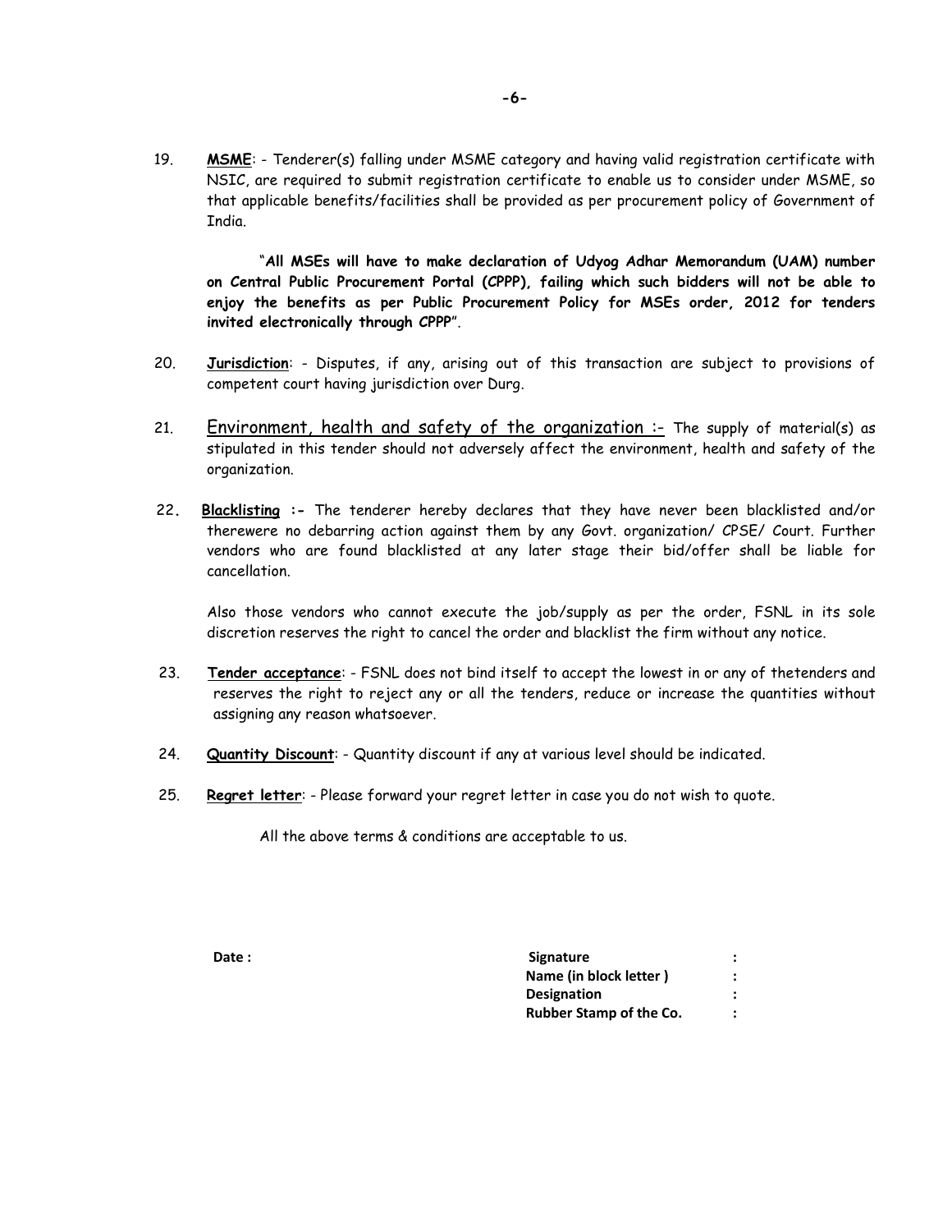19. **MSME**: - Tenderer(s) falling under MSME category and having valid registration certificate with NSIC, are required to submit registration certificate to enable us to consider under MSME, so that applicable benefits/facilities shall be provided as per procurement policy of Government of India.

    "**All MSEs will have to make declaration of Udyog Adhar Memorandum (UAM) number on Central Public Procurement Portal (CPPP), failing which such bidders will not be able to enjoy the benefits as per Public Procurement Policy for MSEs order, 2012 for tenders invited electronically through CPPP**".

20. **Jurisdiction**: - Disputes, if any, arising out of this transaction are subject to provisions of competent court having jurisdiction over Durg.

21. Environment, health and safety of the organization :- The supply of material(s) as stipulated in this tender should not adversely affect the environment, health and safety of the organization.

22. **Blacklisting :-** The tenderer hereby declares that they have never been blacklisted and/or therewere no debarring action against them by any Govt. organization/ CPSE/ Court. Further vendors who are found blacklisted at any later stage their bid/offer shall be liable for cancellation.

    Also those vendors who cannot execute the job/supply as per the order, FSNL in its sole discretion reserves the right to cancel the order and blacklist the firm without any notice.

23. **Tender acceptance**: - FSNL does not bind itself to accept the lowest in or any of thetenders and reserves the right to reject any or all the tenders, reduce or increase the quantities without assigning any reason whatsoever.

24. **Quantity Discount**: - Quantity discount if any at various level should be indicated.

25. **Regret letter**: - Please forward your regret letter in case you do not wish to quote.

All the above terms & conditions are acceptable to us.

**Date :**

**Signature** :

**Name (in block letter )** :

**Designation** :

**Rubber Stamp of the Co.** :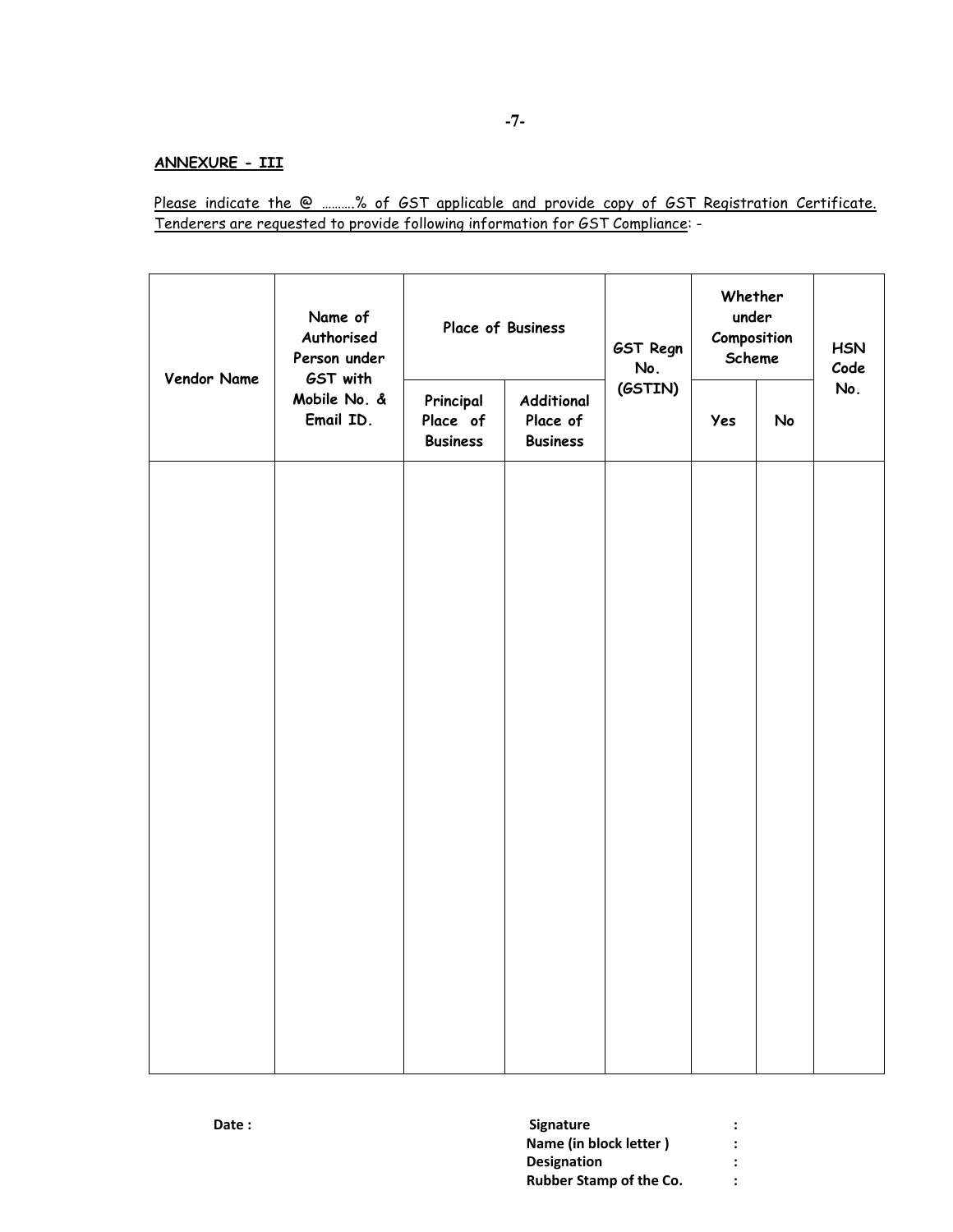**ANNEXURE - III**

Please indicate the @ ……….% of GST applicable and provide copy of GST Registration Certificate. Tenderers are requested to provide following information for GST Compliance: -

| Vendor Name | Name of Authorised Person under GST with Mobile No. & Email ID. | Place of Business | | GST Regn No. (GSTIN) | Whether under Composition Scheme | | HSN Code No. |
|---|---|---|---|---|---|---|---|
| | | Principal Place of Business | Additional Place of Business | | Yes | No | |
| | | | | | | | |

**Date :**

**Signature :**

**Name (in block letter ) :**

**Designation :**

**Rubber Stamp of the Co. :**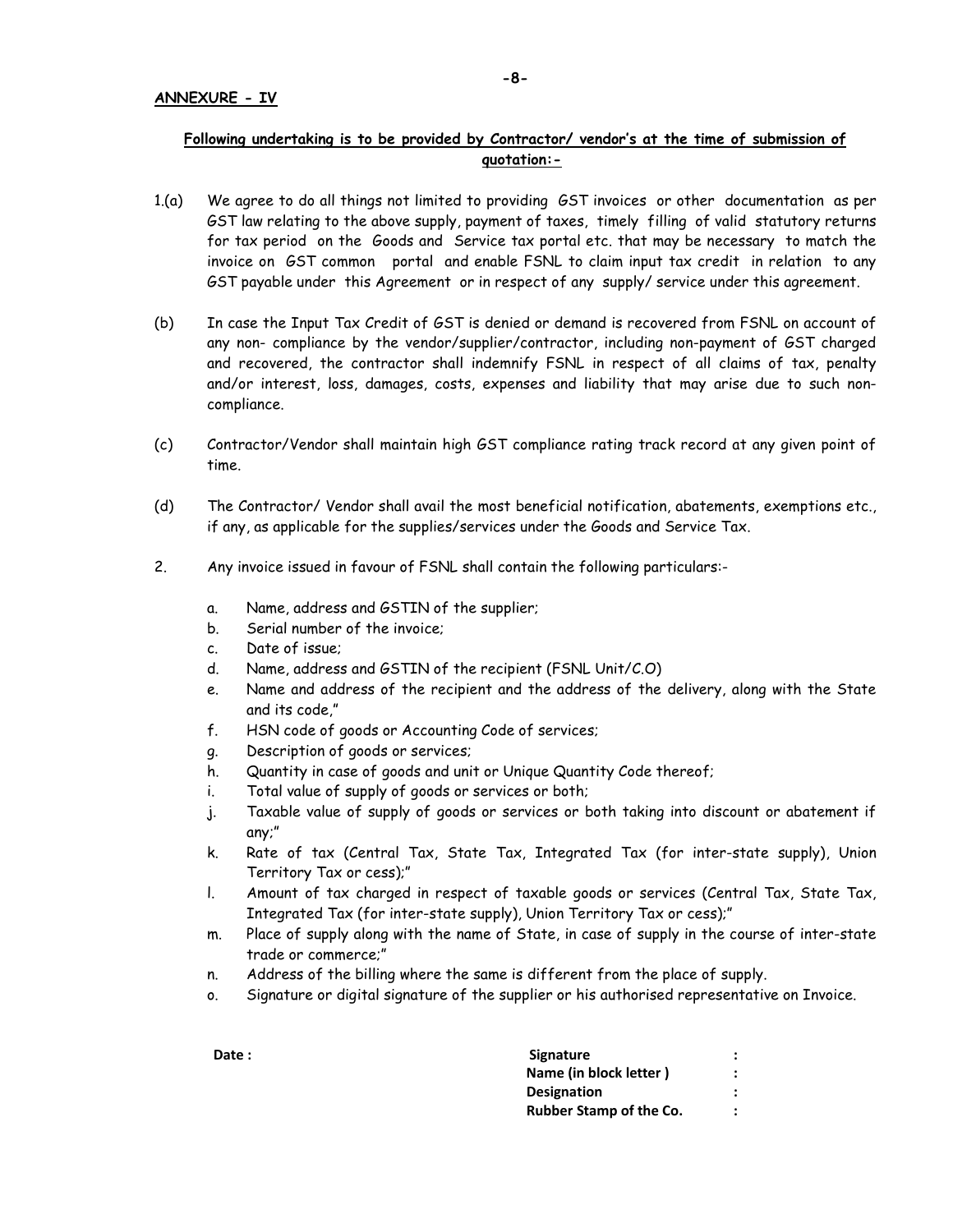**ANNEXURE - IV**

**Following undertaking is to be provided by Contractor/ vendor's at the time of submission of quotation:-**

1.(a) We agree to do all things not limited to providing GST invoices or other documentation as per GST law relating to the above supply, payment of taxes, timely filling of valid statutory returns for tax period on the Goods and Service tax portal etc. that may be necessary to match the invoice on GST common portal and enable FSNL to claim input tax credit in relation to any GST payable under this Agreement or in respect of any supply/ service under this agreement.

(b) In case the Input Tax Credit of GST is denied or demand is recovered from FSNL on account of any non- compliance by the vendor/supplier/contractor, including non-payment of GST charged and recovered, the contractor shall indemnify FSNL in respect of all claims of tax, penalty and/or interest, loss, damages, costs, expenses and liability that may arise due to such non-compliance.

(c) Contractor/Vendor shall maintain high GST compliance rating track record at any given point of time.

(d) The Contractor/ Vendor shall avail the most beneficial notification, abatements, exemptions etc., if any, as applicable for the supplies/services under the Goods and Service Tax.

2. Any invoice issued in favour of FSNL shall contain the following particulars:-

   a. Name, address and GSTIN of the supplier;
   b. Serial number of the invoice;
   c. Date of issue;
   d. Name, address and GSTIN of the recipient (FSNL Unit/C.O)
   e. Name and address of the recipient and the address of the delivery, along with the State and its code,"
   f. HSN code of goods or Accounting Code of services;
   g. Description of goods or services;
   h. Quantity in case of goods and unit or Unique Quantity Code thereof;
   i. Total value of supply of goods or services or both;
   j. Taxable value of supply of goods or services or both taking into discount or abatement if any;"
   k. Rate of tax (Central Tax, State Tax, Integrated Tax (for inter-state supply), Union Territory Tax or cess);"
   l. Amount of tax charged in respect of taxable goods or services (Central Tax, State Tax, Integrated Tax (for inter-state supply), Union Territory Tax or cess);"
   m. Place of supply along with the name of State, in case of supply in the course of inter-state trade or commerce;"
   n. Address of the billing where the same is different from the place of supply.
   o. Signature or digital signature of the supplier or his authorised representative on Invoice.

**Date :**

**Signature** :

**Name (in block letter )** :

**Designation** :

**Rubber Stamp of the Co.** :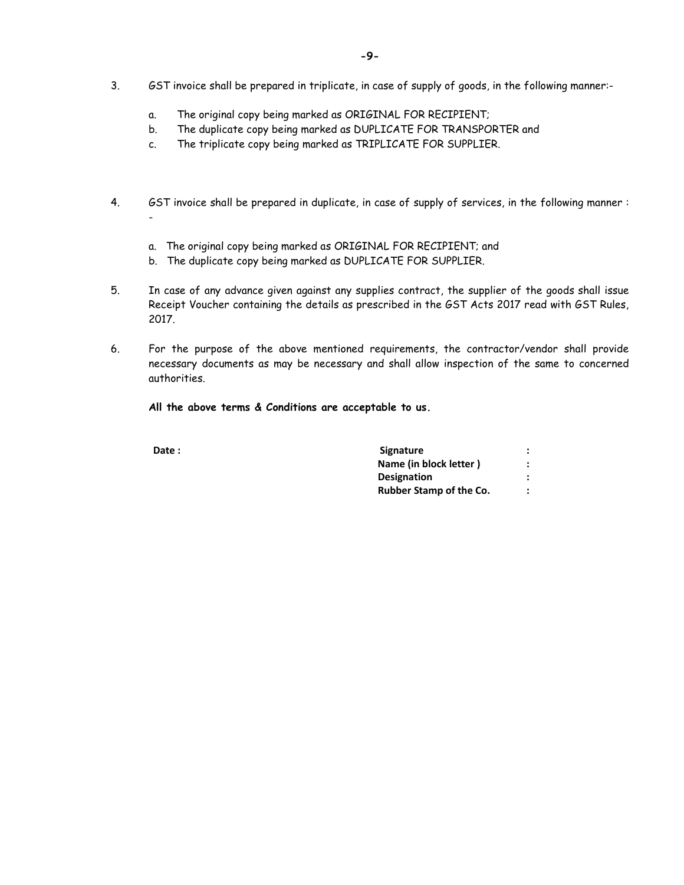3. GST invoice shall be prepared in triplicate, in case of supply of goods, in the following manner:-

   a. The original copy being marked as ORIGINAL FOR RECIPIENT;
   b. The duplicate copy being marked as DUPLICATE FOR TRANSPORTER and
   c. The triplicate copy being marked as TRIPLICATE FOR SUPPLIER.

4. GST invoice shall be prepared in duplicate, in case of supply of services, in the following manner :-

   a. The original copy being marked as ORIGINAL FOR RECIPIENT; and
   b. The duplicate copy being marked as DUPLICATE FOR SUPPLIER.

5. In case of any advance given against any supplies contract, the supplier of the goods shall issue Receipt Voucher containing the details as prescribed in the GST Acts 2017 read with GST Rules, 2017.

6. For the purpose of the above mentioned requirements, the contractor/vendor shall provide necessary documents as may be necessary and shall allow inspection of the same to concerned authorities.

**All the above terms & Conditions are acceptable to us.**

**Date :**

**Signature** :
**Name (in block letter )** :
**Designation** :
**Rubber Stamp of the Co.** :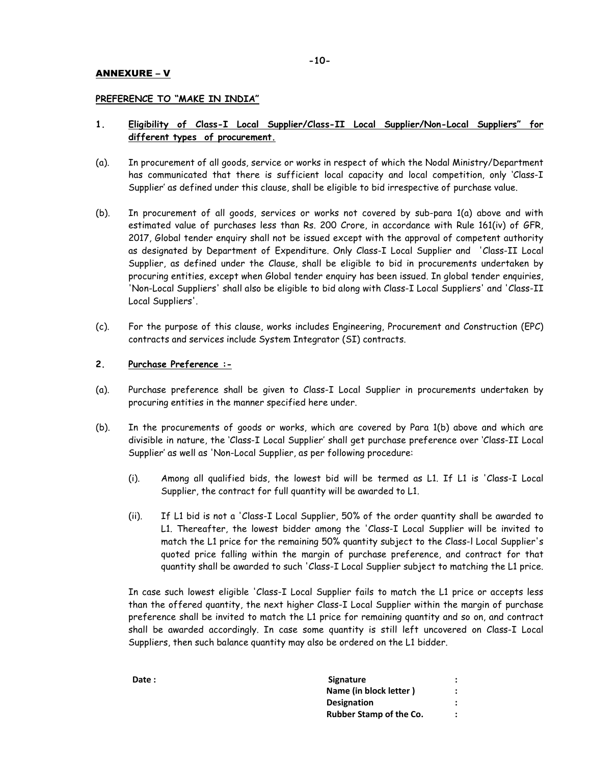## ANNEXURE – V

### PREFERENCE TO "MAKE IN INDIA"

**1. Eligibility of Class-I Local Supplier/Class-II Local Supplier/Non-Local Suppliers" for different types of procurement.**

(a). In procurement of all goods, service or works in respect of which the Nodal Ministry/Department has communicated that there is sufficient local capacity and local competition, only 'Class-I Supplier' as defined under this clause, shall be eligible to bid irrespective of purchase value.

(b). In procurement of all goods, services or works not covered by sub-para 1(a) above and with estimated value of purchases less than Rs. 200 Crore, in accordance with Rule 161(iv) of GFR, 2017, Global tender enquiry shall not be issued except with the approval of competent authority as designated by Department of Expenditure. Only Class-I Local Supplier and 'Class-II Local Supplier, as defined under the Clause, shall be eligible to bid in procurements undertaken by procuring entities, except when Global tender enquiry has been issued. In global tender enquiries, 'Non-Local Suppliers' shall also be eligible to bid along with Class-I Local Suppliers' and 'Class-II Local Suppliers'.

(c). For the purpose of this clause, works includes Engineering, Procurement and Construction (EPC) contracts and services include System Integrator (SI) contracts.

**2. Purchase Preference :-**

(a). Purchase preference shall be given to Class-I Local Supplier in procurements undertaken by procuring entities in the manner specified here under.

(b). In the procurements of goods or works, which are covered by Para 1(b) above and which are divisible in nature, the 'Class-I Local Supplier' shall get purchase preference over 'Class-II Local Supplier' as well as 'Non-Local Supplier, as per following procedure:

(i). Among all qualified bids, the lowest bid will be termed as L1. If L1 is 'Class-I Local Supplier, the contract for full quantity will be awarded to L1.

(ii). If L1 bid is not a 'Class-I Local Supplier, 50% of the order quantity shall be awarded to L1. Thereafter, the lowest bidder among the 'Class-I Local Supplier will be invited to match the L1 price for the remaining 50% quantity subject to the Class-l Local Supplier's quoted price falling within the margin of purchase preference, and contract for that quantity shall be awarded to such 'Class-I Local Supplier subject to matching the L1 price.

In case such lowest eligible 'Class-I Local Supplier fails to match the L1 price or accepts less than the offered quantity, the next higher Class-I Local Supplier within the margin of purchase preference shall be invited to match the L1 price for remaining quantity and so on, and contract shall be awarded accordingly. In case some quantity is still left uncovered on Class-I Local Suppliers, then such balance quantity may also be ordered on the L1 bidder.

| Date : | Signature | : |
|---|---|---|
| | Name (in block letter ) | : |
| | Designation | : |
| | Rubber Stamp of the Co. | : |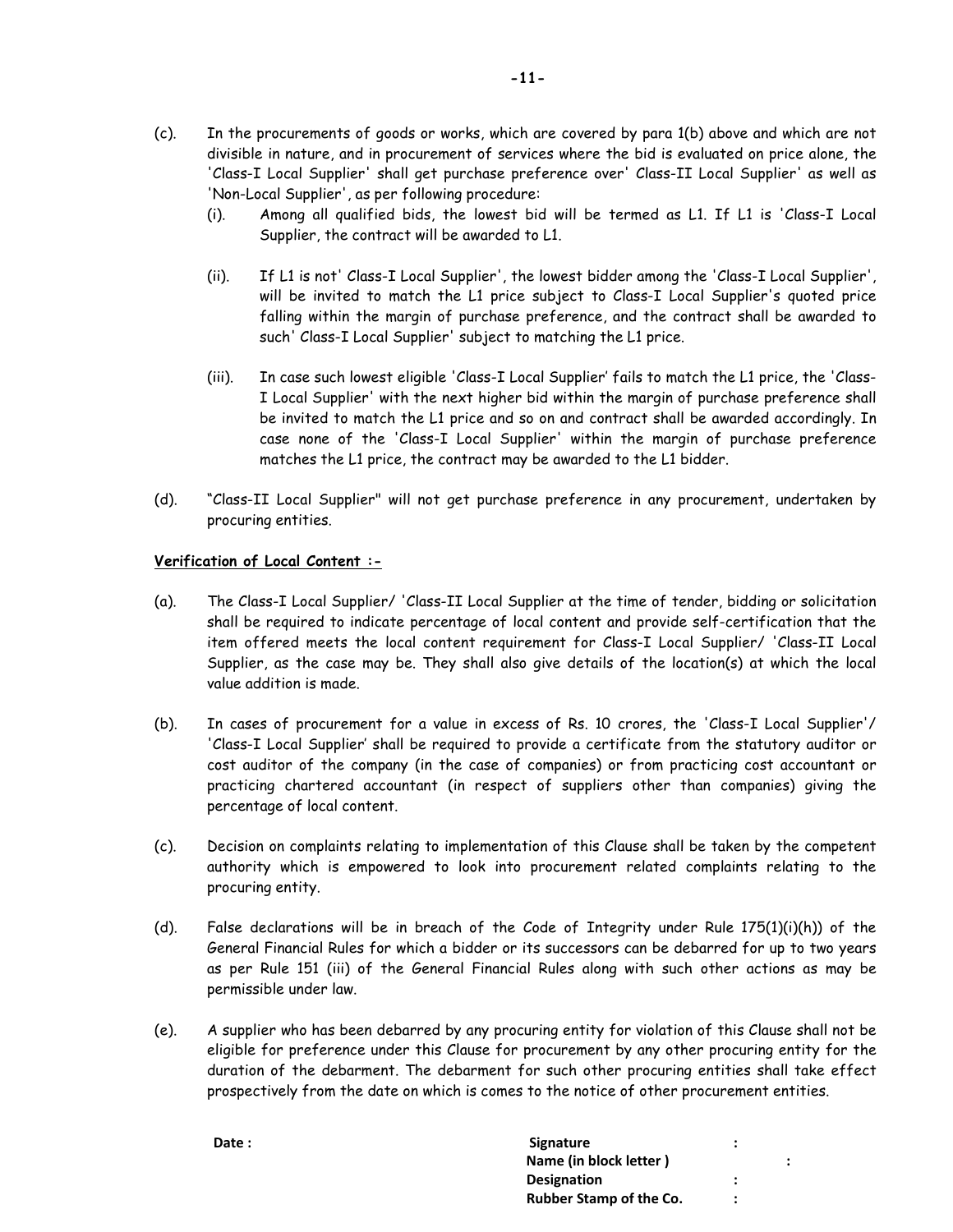(c). In the procurements of goods or works, which are covered by para 1(b) above and which are not divisible in nature, and in procurement of services where the bid is evaluated on price alone, the 'Class-I Local Supplier' shall get purchase preference over' Class-II Local Supplier' as well as 'Non-Local Supplier', as per following procedure:

(i). Among all qualified bids, the lowest bid will be termed as L1. If L1 is 'Class-I Local Supplier, the contract will be awarded to L1.

(ii). If L1 is not' Class-I Local Supplier', the lowest bidder among the 'Class-I Local Supplier', will be invited to match the L1 price subject to Class-I Local Supplier's quoted price falling within the margin of purchase preference, and the contract shall be awarded to such' Class-I Local Supplier' subject to matching the L1 price.

(iii). In case such lowest eligible 'Class-I Local Supplier' fails to match the L1 price, the 'Class-I Local Supplier' with the next higher bid within the margin of purchase preference shall be invited to match the L1 price and so on and contract shall be awarded accordingly. In case none of the 'Class-I Local Supplier' within the margin of purchase preference matches the L1 price, the contract may be awarded to the L1 bidder.

(d). "Class-II Local Supplier" will not get purchase preference in any procurement, undertaken by procuring entities.

**Verification of Local Content :-**

(a). The Class-I Local Supplier/ 'Class-II Local Supplier at the time of tender, bidding or solicitation shall be required to indicate percentage of local content and provide self-certification that the item offered meets the local content requirement for Class-I Local Supplier/ 'Class-II Local Supplier, as the case may be. They shall also give details of the location(s) at which the local value addition is made.

(b). In cases of procurement for a value in excess of Rs. 10 crores, the 'Class-I Local Supplier'/ 'Class-I Local Supplier' shall be required to provide a certificate from the statutory auditor or cost auditor of the company (in the case of companies) or from practicing cost accountant or practicing chartered accountant (in respect of suppliers other than companies) giving the percentage of local content.

(c). Decision on complaints relating to implementation of this Clause shall be taken by the competent authority which is empowered to look into procurement related complaints relating to the procuring entity.

(d). False declarations will be in breach of the Code of Integrity under Rule 175(1)(i)(h)) of the General Financial Rules for which a bidder or its successors can be debarred for up to two years as per Rule 151 (iii) of the General Financial Rules along with such other actions as may be permissible under law.

(e). A supplier who has been debarred by any procuring entity for violation of this Clause shall not be eligible for preference under this Clause for procurement by any other procuring entity for the duration of the debarment. The debarment for such other procuring entities shall take effect prospectively from the date on which is comes to the notice of other procurement entities.

**Date :**

**Signature** :
**Name (in block letter )** :
**Designation** :
**Rubber Stamp of the Co.** :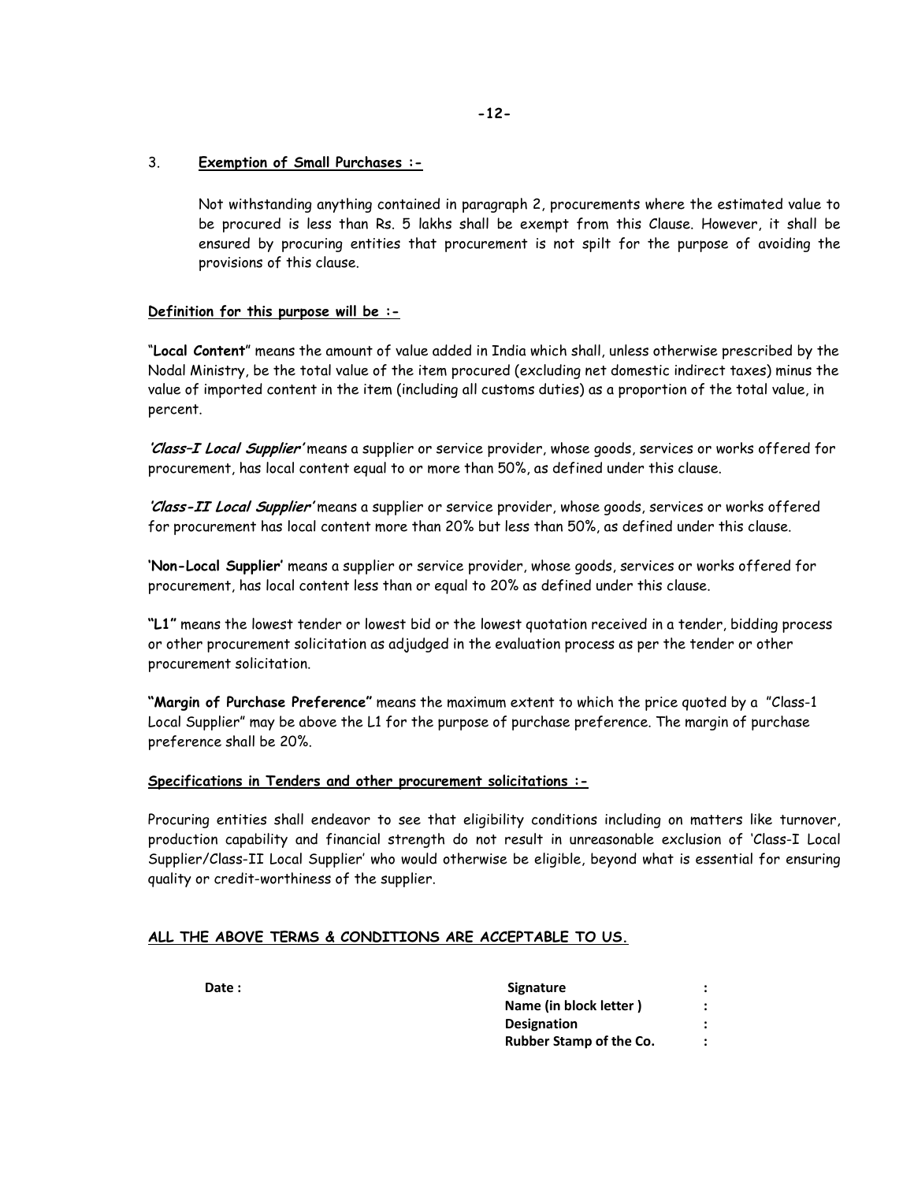3. **Exemption of Small Purchases :-**

Not withstanding anything contained in paragraph 2, procurements where the estimated value to be procured is less than Rs. 5 lakhs shall be exempt from this Clause. However, it shall be ensured by procuring entities that procurement is not spilt for the purpose of avoiding the provisions of this clause.

**Definition for this purpose will be :-**

"**Local Content**" means the amount of value added in India which shall, unless otherwise prescribed by the Nodal Ministry, be the total value of the item procured (excluding net domestic indirect taxes) minus the value of imported content in the item (including all customs duties) as a proportion of the total value, in percent.

***'Class–I Local Supplier'*** means a supplier or service provider, whose goods, services or works offered for procurement, has local content equal to or more than 50%, as defined under this clause.

***'Class-II Local Supplier'*** means a supplier or service provider, whose goods, services or works offered for procurement has local content more than 20% but less than 50%, as defined under this clause.

**'Non-Local Supplier'** means a supplier or service provider, whose goods, services or works offered for procurement, has local content less than or equal to 20% as defined under this clause.

**"L1"** means the lowest tender or lowest bid or the lowest quotation received in a tender, bidding process or other procurement solicitation as adjudged in the evaluation process as per the tender or other procurement solicitation.

**"Margin of Purchase Preference"** means the maximum extent to which the price quoted by a "Class-1 Local Supplier" may be above the L1 for the purpose of purchase preference. The margin of purchase preference shall be 20%.

**Specifications in Tenders and other procurement solicitations :-**

Procuring entities shall endeavor to see that eligibility conditions including on matters like turnover, production capability and financial strength do not result in unreasonable exclusion of 'Class-I Local Supplier/Class-II Local Supplier' who would otherwise be eligible, beyond what is essential for ensuring quality or credit-worthiness of the supplier.

**ALL THE ABOVE TERMS & CONDITIONS ARE ACCEPTABLE TO US.**

**Date :**

**Signature :**

**Name (in block letter ) :**

**Designation :**

**Rubber Stamp of the Co. :**